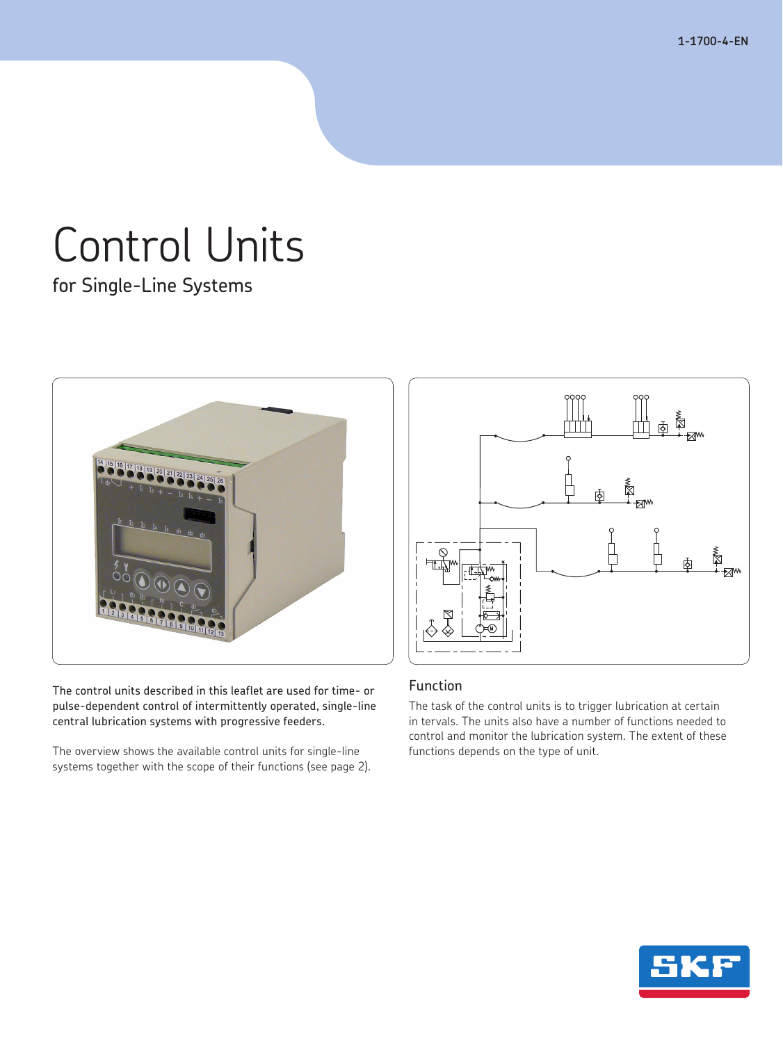1-1700-4-EN

# Control Units

## for Single-Line Systems

The control units described in this leaflet are used for time- or pulse-dependent control of intermittently operated, single-line central lubrication systems with progressive feeders.

The overview shows the available control units for single-line systems together with the scope of their functions (see page 2).

### Function

The task of the control units is to trigger lubrication at certain in tervals. The units also have a number of functions needed to control and monitor the lubrication system. The extent of these functions depends on the type of unit.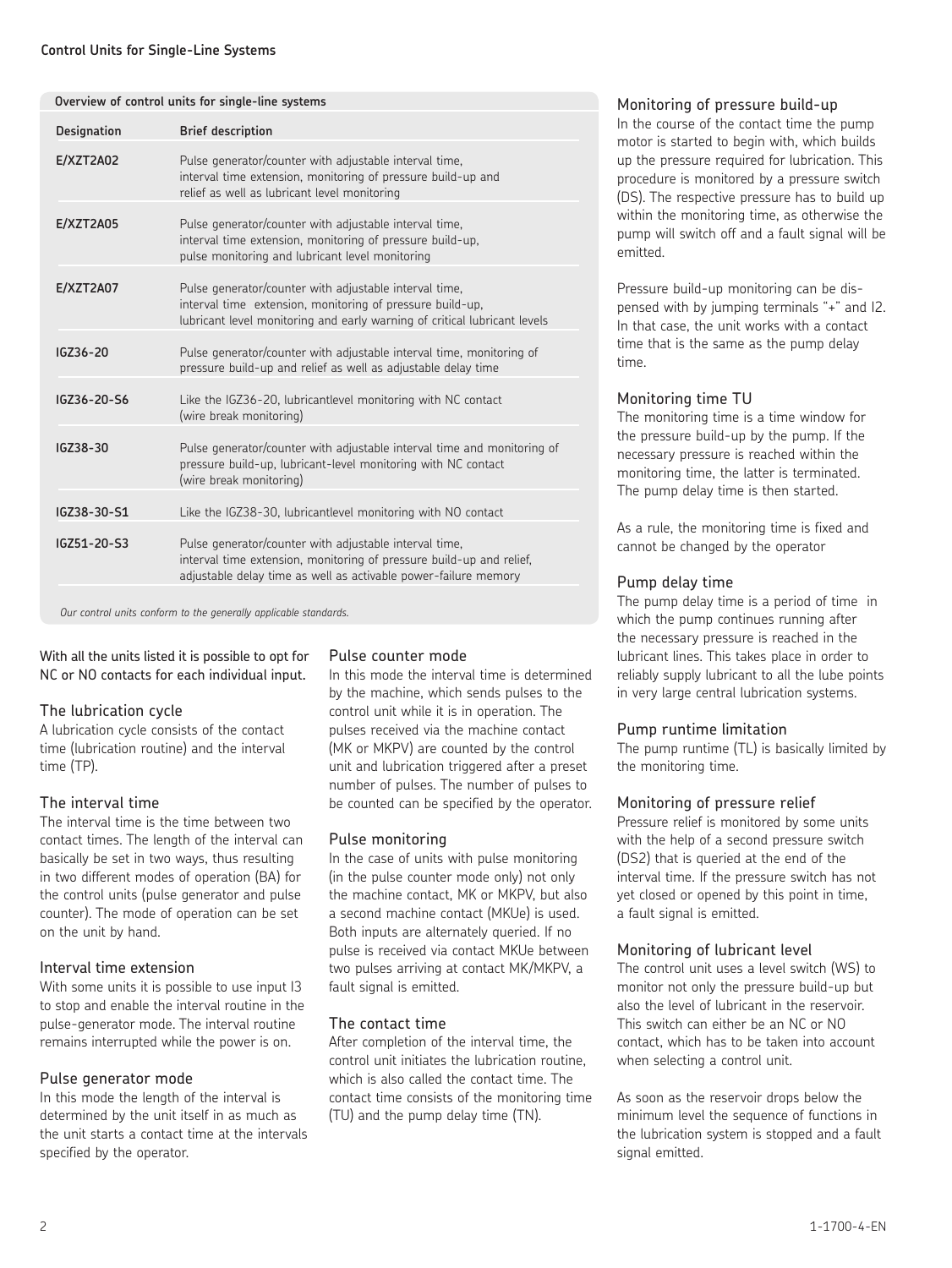## Control Units for Single-Line Systems

**Overview of control units for single-line systems**

| Designation | Brief description |
|---|---|
| **E/XZT2A02** | Pulse generator/counter with adjustable interval time, interval time extension, monitoring of pressure build-up and relief as well as lubricant level monitoring |
| **E/XZT2A05** | Pulse generator/counter with adjustable interval time, interval time extension, monitoring of pressure build-up, pulse monitoring and lubricant level monitoring |
| **E/XZT2A07** | Pulse generator/counter with adjustable interval time, interval time extension, monitoring of pressure build-up, lubricant level monitoring and early warning of critical lubricant levels |
| **IGZ36-20** | Pulse generator/counter with adjustable interval time, monitoring of pressure build-up and relief as well as adjustable delay time |
| **IGZ36-20-S6** | Like the IGZ36-20, lubricantlevel monitoring with NC contact (wire break monitoring) |
| **IGZ38-30** | Pulse generator/counter with adjustable interval time and monitoring of pressure build-up, lubricant-level monitoring with NC contact (wire break monitoring) |
| **IGZ38-30-S1** | Like the IGZ38-30, lubricantlevel monitoring with NO contact |
| **IGZ51-20-S3** | Pulse generator/counter with adjustable interval time, interval time extension, monitoring of pressure build-up and relief, adjustable delay time as well as activable power-failure memory |

*Our control units conform to the generally applicable standards.*

With all the units listed it is possible to opt for NC or NO contacts for each individual input.

### The lubrication cycle

A lubrication cycle consists of the contact time (lubrication routine) and the interval time (TP).

### The interval time

The interval time is the time between two contact times. The length of the interval can basically be set in two ways, thus resulting in two different modes of operation (BA) for the control units (pulse generator and pulse counter). The mode of operation can be set on the unit by hand.

### Interval time extension

With some units it is possible to use input I3 to stop and enable the interval routine in the pulse-generator mode. The interval routine remains interrupted while the power is on.

### Pulse generator mode

In this mode the length of the interval is determined by the unit itself in as much as the unit starts a contact time at the intervals specified by the operator.

### Pulse counter mode

In this mode the interval time is determined by the machine, which sends pulses to the control unit while it is in operation. The pulses received via the machine contact (MK or MKPV) are counted by the control unit and lubrication triggered after a preset number of pulses. The number of pulses to be counted can be specified by the operator.

### Pulse monitoring

In the case of units with pulse monitoring (in the pulse counter mode only) not only the machine contact, MK or MKPV, but also a second machine contact (MKUe) is used. Both inputs are alternately queried. If no pulse is received via contact MKUe between two pulses arriving at contact MK/MKPV, a fault signal is emitted.

### The contact time

After completion of the interval time, the control unit initiates the lubrication routine, which is also called the contact time. The contact time consists of the monitoring time (TU) and the pump delay time (TN).

### Monitoring of pressure build-up

In the course of the contact time the pump motor is started to begin with, which builds up the pressure required for lubrication. This procedure is monitored by a pressure switch (DS). The respective pressure has to build up within the monitoring time, as otherwise the pump will switch off and a fault signal will be emitted.

Pressure build-up monitoring can be dispensed with by jumping terminals "+" and I2. In that case, the unit works with a contact time that is the same as the pump delay time.

### Monitoring time TU

The monitoring time is a time window for the pressure build-up by the pump. If the necessary pressure is reached within the monitoring time, the latter is terminated. The pump delay time is then started.

As a rule, the monitoring time is fixed and cannot be changed by the operator

### Pump delay time

The pump delay time is a period of time in which the pump continues running after the necessary pressure is reached in the lubricant lines. This takes place in order to reliably supply lubricant to all the lube points in very large central lubrication systems.

### Pump runtime limitation

The pump runtime (TL) is basically limited by the monitoring time.

### Monitoring of pressure relief

Pressure relief is monitored by some units with the help of a second pressure switch (DS2) that is queried at the end of the interval time. If the pressure switch has not yet closed or opened by this point in time, a fault signal is emitted.

### Monitoring of lubricant level

The control unit uses a level switch (WS) to monitor not only the pressure build-up but also the level of lubricant in the reservoir. This switch can either be an NC or NO contact, which has to be taken into account when selecting a control unit.

As soon as the reservoir drops below the minimum level the sequence of functions in the lubrication system is stopped and a fault signal emitted.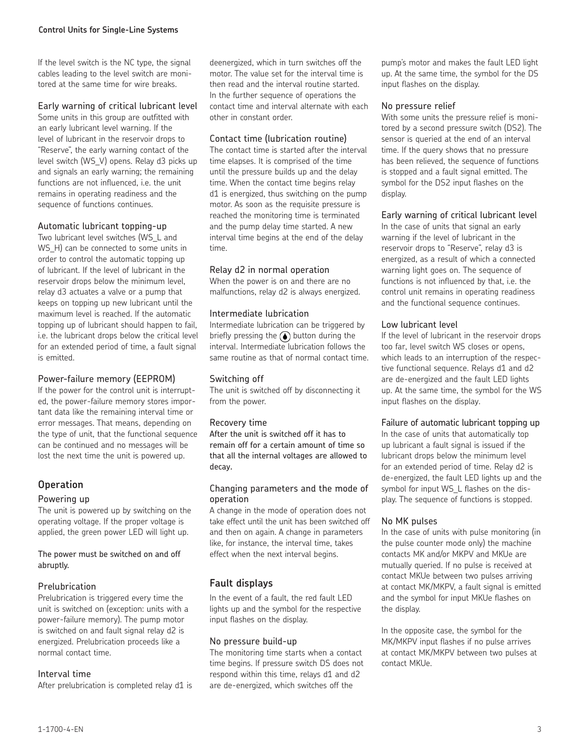If the level switch is the NC type, the signal cables leading to the level switch are monitored at the same time for wire breaks.

### Early warning of critical lubricant level

Some units in this group are outfitted with an early lubricant level warning. If the level of lubricant in the reservoir drops to "Reserve", the early warning contact of the level switch (WS_V) opens. Relay d3 picks up and signals an early warning; the remaining functions are not influenced, i.e. the unit remains in operating readiness and the sequence of functions continues.

### Automatic lubricant topping-up

Two lubricant level switches (WS_L and WS_H) can be connected to some units in order to control the automatic topping up of lubricant. If the level of lubricant in the reservoir drops below the minimum level, relay d3 actuates a valve or a pump that keeps on topping up new lubricant until the maximum level is reached. If the automatic topping up of lubricant should happen to fail, i.e. the lubricant drops below the critical level for an extended period of time, a fault signal is emitted.

### Power-failure memory (EEPROM)

If the power for the control unit is interrupted, the power-failure memory stores important data like the remaining interval time or error messages. That means, depending on the type of unit, that the functional sequence can be continued and no messages will be lost the next time the unit is powered up.

## Operation

### Powering up

The unit is powered up by switching on the operating voltage. If the proper voltage is applied, the green power LED will light up.

**The power must be switched on and off abruptly.**

### Prelubrication

Prelubrication is triggered every time the unit is switched on (exception: units with a power-failure memory). The pump motor is switched on and fault signal relay d2 is energized. Prelubrication proceeds like a normal contact time.

### Interval time

After prelubrication is completed relay d1 is deenergized, which in turn switches off the motor. The value set for the interval time is then read and the interval routine started. In the further sequence of operations the contact time and interval alternate with each other in constant order.

### Contact time (lubrication routine)

The contact time is started after the interval time elapses. It is comprised of the time until the pressure builds up and the delay time. When the contact time begins relay d1 is energized, thus switching on the pump motor. As soon as the requisite pressure is reached the monitoring time is terminated and the pump delay time started. A new interval time begins at the end of the delay time.

### Relay d2 in normal operation

When the power is on and there are no malfunctions, relay d2 is always energized.

### Intermediate lubrication

Intermediate lubrication can be triggered by briefly pressing the (🌢) button during the interval. Intermediate lubrication follows the same routine as that of normal contact time.

### Switching off

The unit is switched off by disconnecting it from the power.

### Recovery time

**After the unit is switched off it has to remain off for a certain amount of time so that all the internal voltages are allowed to decay.**

### Changing parameters and the mode of operation

A change in the mode of operation does not take effect until the unit has been switched off and then on again. A change in parameters like, for instance, the interval time, takes effect when the next interval begins.

## Fault displays

In the event of a fault, the red fault LED lights up and the symbol for the respective input flashes on the display.

### No pressure build-up

The monitoring time starts when a contact time begins. If pressure switch DS does not respond within this time, relays d1 and d2 are de-energized, which switches off the pump's motor and makes the fault LED light up. At the same time, the symbol for the DS input flashes on the display.

### No pressure relief

With some units the pressure relief is monitored by a second pressure switch (DS2). The sensor is queried at the end of an interval time. If the query shows that no pressure has been relieved, the sequence of functions is stopped and a fault signal emitted. The symbol for the DS2 input flashes on the display.

### Early warning of critical lubricant level

In the case of units that signal an early warning if the level of lubricant in the reservoir drops to "Reserve", relay d3 is energized, as a result of which a connected warning light goes on. The sequence of functions is not influenced by that, i.e. the control unit remains in operating readiness and the functional sequence continues.

### Low lubricant level

If the level of lubricant in the reservoir drops too far, level switch WS closes or opens, which leads to an interruption of the respective functional sequence. Relays d1 and d2 are de-energized and the fault LED lights up. At the same time, the symbol for the WS input flashes on the display.

### Failure of automatic lubricant topping up

In the case of units that automatically top up lubricant a fault signal is issued if the lubricant drops below the minimum level for an extended period of time. Relay d2 is de-energized, the fault LED lights up and the symbol for input WS_L flashes on the display. The sequence of functions is stopped.

### No MK pulses

In the case of units with pulse monitoring (in the pulse counter mode only) the machine contacts MK and/or MKPV and MKUe are mutually queried. If no pulse is received at contact MKUe between two pulses arriving at contact MK/MKPV, a fault signal is emitted and the symbol for input MKUe flashes on the display.

In the opposite case, the symbol for the MK/MKPV input flashes if no pulse arrives at contact MK/MKPV between two pulses at contact MKUe.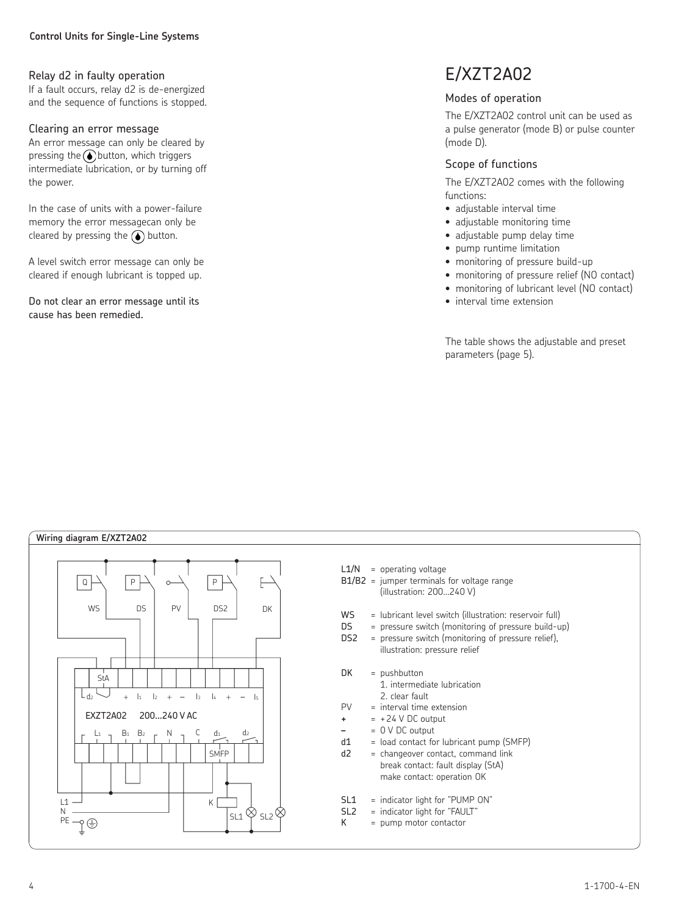### Relay d2 in faulty operation

If a fault occurs, relay d2 is de-energized and the sequence of functions is stopped.

### Clearing an error message

An error message can only be cleared by pressing the button, which triggers intermediate lubrication, or by turning off the power.

In the case of units with a power-failure memory the error messagecan only be cleared by pressing the button.

A level switch error message can only be cleared if enough lubricant is topped up.

Do not clear an error message until its cause has been remedied.

# E/XZT2A02

### Modes of operation

The E/XZT2A02 control unit can be used as a pulse generator (mode B) or pulse counter (mode D).

### Scope of functions

The E/XZT2A02 comes with the following functions:

- adjustable interval time
- adjustable monitoring time
- adjustable pump delay time
- pump runtime limitation
- monitoring of pressure build-up
- monitoring of pressure relief (NO contact)
- monitoring of lubricant level (NO contact)
- interval time extension

The table shows the adjustable and preset parameters (page 5).

**Wiring diagram E/XZT2A02**

| | | |
|---|---|---|
| L1/N | = | operating voltage |
| B1/B2 | = | jumper terminals for voltage range (illustration: 200...240 V) |
| WS | = | lubricant level switch (illustration: reservoir full) |
| DS | = | pressure switch (monitoring of pressure build-up) |
| DS2 | = | pressure switch (monitoring of pressure relief), illustration: pressure relief |
| DK | = | pushbutton 1. intermediate lubrication 2. clear fault |
| PV | = | interval time extension |
| + | = | +24 V DC output |
| – | = | 0 V DC output |
| d1 | = | load contact for lubricant pump (SMFP) |
| d2 | = | changeover contact, command link break contact: fault display (StA) make contact: operation OK |
| SL1 | = | indicator light for "PUMP ON" |
| SL2 | = | indicator light for "FAULT" |
| K | = | pump motor contactor |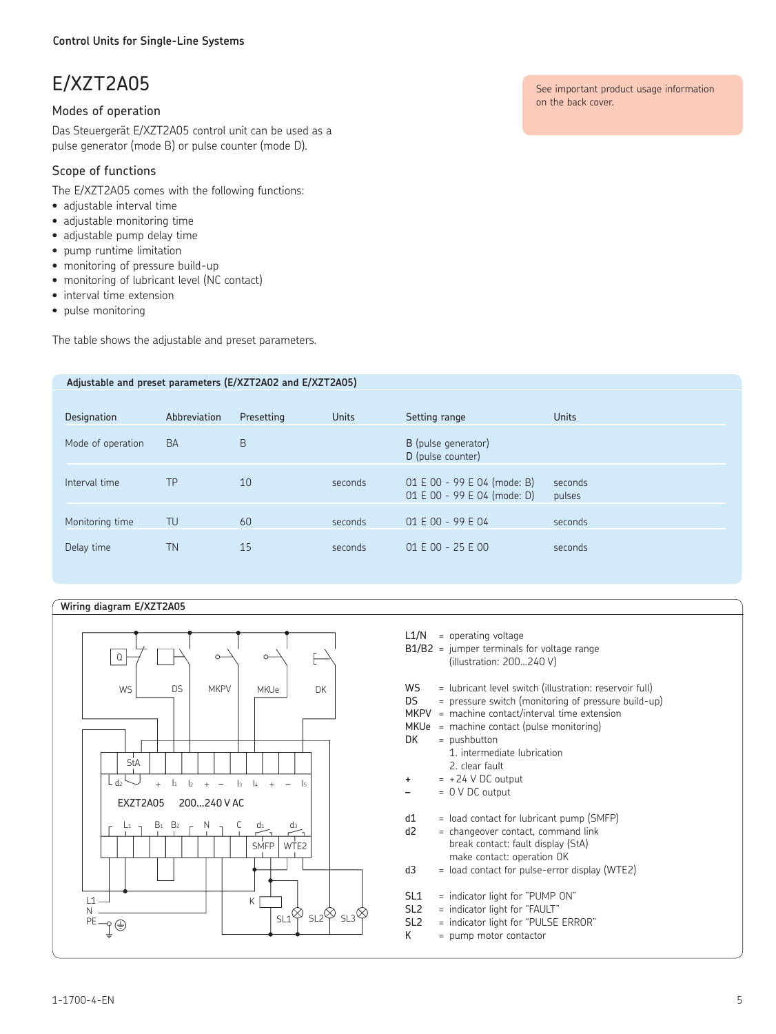# E/XZT2A05

See important product usage information on the back cover.

## Modes of operation

Das Steuergerät E/XZT2A05 control unit can be used as a pulse generator (mode B) or pulse counter (mode D).

## Scope of functions

The E/XZT2A05 comes with the following functions:

- adjustable interval time
- adjustable monitoring time
- adjustable pump delay time
- pump runtime limitation
- monitoring of pressure build-up
- monitoring of lubricant level (NC contact)
- interval time extension
- pulse monitoring

The table shows the adjustable and preset parameters.

**Adjustable and preset parameters (E/XZT2A02 and E/XZT2A05)**

| Designation | Abbreviation | Presetting | Units | Setting range | Units |
|---|---|---|---|---|---|
| Mode of operation | BA | B | | **B** (pulse generator)<br>**D** (pulse counter) | |
| Interval time | TP | 10 | seconds | 01 E 00 - 99 E 04 (mode: B)<br>01 E 00 - 99 E 04 (mode: D) | seconds<br>pulses |
| Monitoring time | TU | 60 | seconds | 01 E 00 - 99 E 04 | seconds |
| Delay time | TN | 15 | seconds | 01 E 00 - 25 E 00 | seconds |

**Wiring diagram E/XZT2A05**

L1/N = operating voltage
B1/B2 = jumper terminals for voltage range (illustration: 200...240 V)

WS = lubricant level switch (illustration: reservoir full)
DS = pressure switch (monitoring of pressure build-up)
MKPV = machine contact/interval time extension
MKUe = machine contact (pulse monitoring)
DK = pushbutton
1. intermediate lubrication
2. clear fault

\+ = +24 V DC output
– = 0 V DC output

d1 = load contact for lubricant pump (SMFP)
d2 = changeover contact, command link
break contact: fault display (StA)
make contact: operation OK
d3 = load contact for pulse-error display (WTE2)

SL1 = indicator light for "PUMP ON"
SL2 = indicator light for "FAULT"
SL2 = indicator light for "PULSE ERROR"
K = pump motor contactor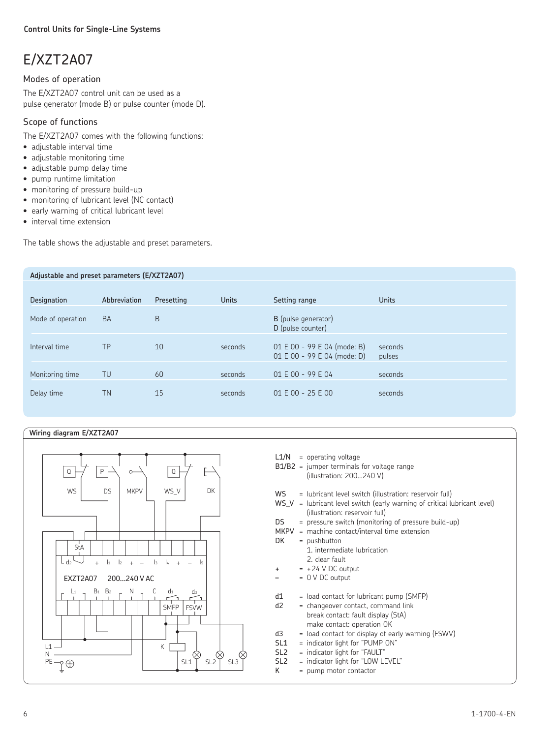**Control Units for Single-Line Systems**

# E/XZT2A07

## Modes of operation

The E/XZT2A07 control unit can be used as a pulse generator (mode B) or pulse counter (mode D).

## Scope of functions

The E/XZT2A07 comes with the following functions:

- adjustable interval time
- adjustable monitoring time
- adjustable pump delay time
- pump runtime limitation
- monitoring of pressure build-up
- monitoring of lubricant level (NC contact)
- early warning of critical lubricant level
- interval time extension

The table shows the adjustable and preset parameters.

**Adjustable and preset parameters (E/XZT2A07)**

| Designation | Abbreviation | Presetting | Units | Setting range | Units |
|---|---|---|---|---|---|
| Mode of operation | BA | B | | B (pulse generator)<br>D (pulse counter) | |
| Interval time | TP | 10 | seconds | 01 E 00 - 99 E 04 (mode: B)<br>01 E 00 - 99 E 04 (mode: D) | seconds<br>pulses |
| Monitoring time | TU | 60 | seconds | 01 E 00 - 99 E 04 | seconds |
| Delay time | TN | 15 | seconds | 01 E 00 - 25 E 00 | seconds |

**Wiring diagram E/XZT2A07**

L1/N = operating voltage
B1/B2 = jumper terminals for voltage range (illustration: 200...240 V)

WS = lubricant level switch (illustration: reservoir full)
WS_V = lubricant level switch (early warning of critical lubricant level) (illustration: reservoir full)
DS = pressure switch (monitoring of pressure build-up)
MKPV = machine contact/interval time extension
DK = pushbutton
1. intermediate lubrication
2. clear fault

\+ = +24 V DC output
– = 0 V DC output

d1 = load contact for lubricant pump (SMFP)
d2 = changeover contact, command link
break contact: fault display (StA)
make contact: operation OK
d3 = load contact for display of early warning (FSWV)
SL1 = indicator light for "PUMP ON"
SL2 = indicator light for "FAULT"
SL2 = indicator light for "LOW LEVEL"
K = pump motor contactor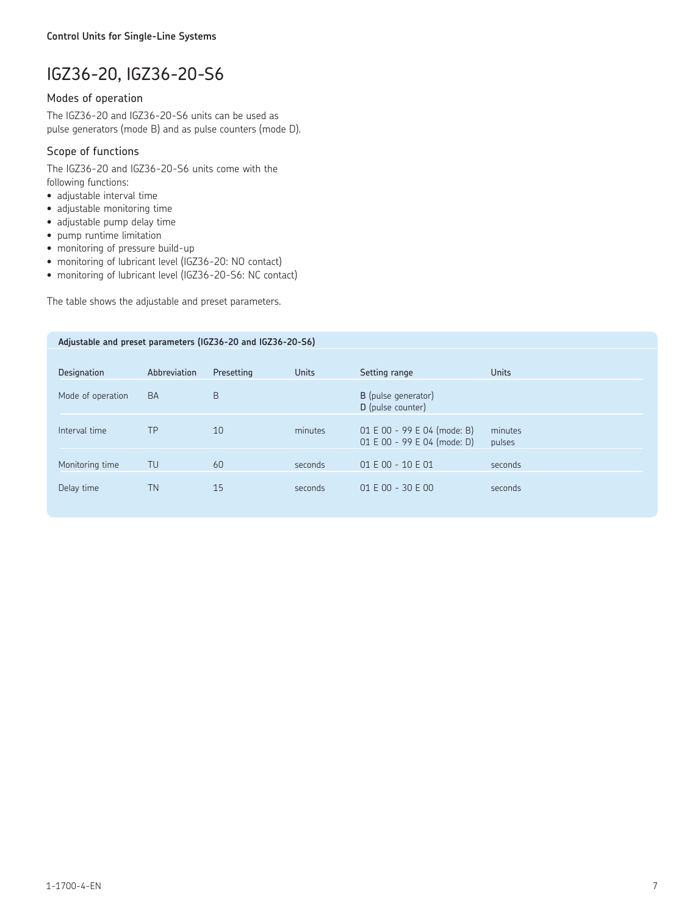Control Units for Single-Line Systems

# IGZ36-20, IGZ36-20-S6

## Modes of operation

The IGZ36-20 and IGZ36-20-S6 units can be used as pulse generators (mode B) and as pulse counters (mode D).

## Scope of functions

The IGZ36-20 and IGZ36-20-S6 units come with the following functions:

- adjustable interval time
- adjustable monitoring time
- adjustable pump delay time
- pump runtime limitation
- monitoring of pressure build-up
- monitoring of lubricant level (IGZ36-20: NO contact)
- monitoring of lubricant level (IGZ36-20-S6: NC contact)

The table shows the adjustable and preset parameters.

**Adjustable and preset parameters (IGZ36-20 and IGZ36-20-S6)**

| Designation | Abbreviation | Presetting | Units | Setting range | Units |
|---|---|---|---|---|---|
| Mode of operation | BA | B | | **B** (pulse generator)<br>**D** (pulse counter) | |
| Interval time | TP | 10 | minutes | 01 E 00 - 99 E 04 (mode: B)<br>01 E 00 - 99 E 04 (mode: D) | minutes<br>pulses |
| Monitoring time | TU | 60 | seconds | 01 E 00 - 10 E 01 | seconds |
| Delay time | TN | 15 | seconds | 01 E 00 - 30 E 00 | seconds |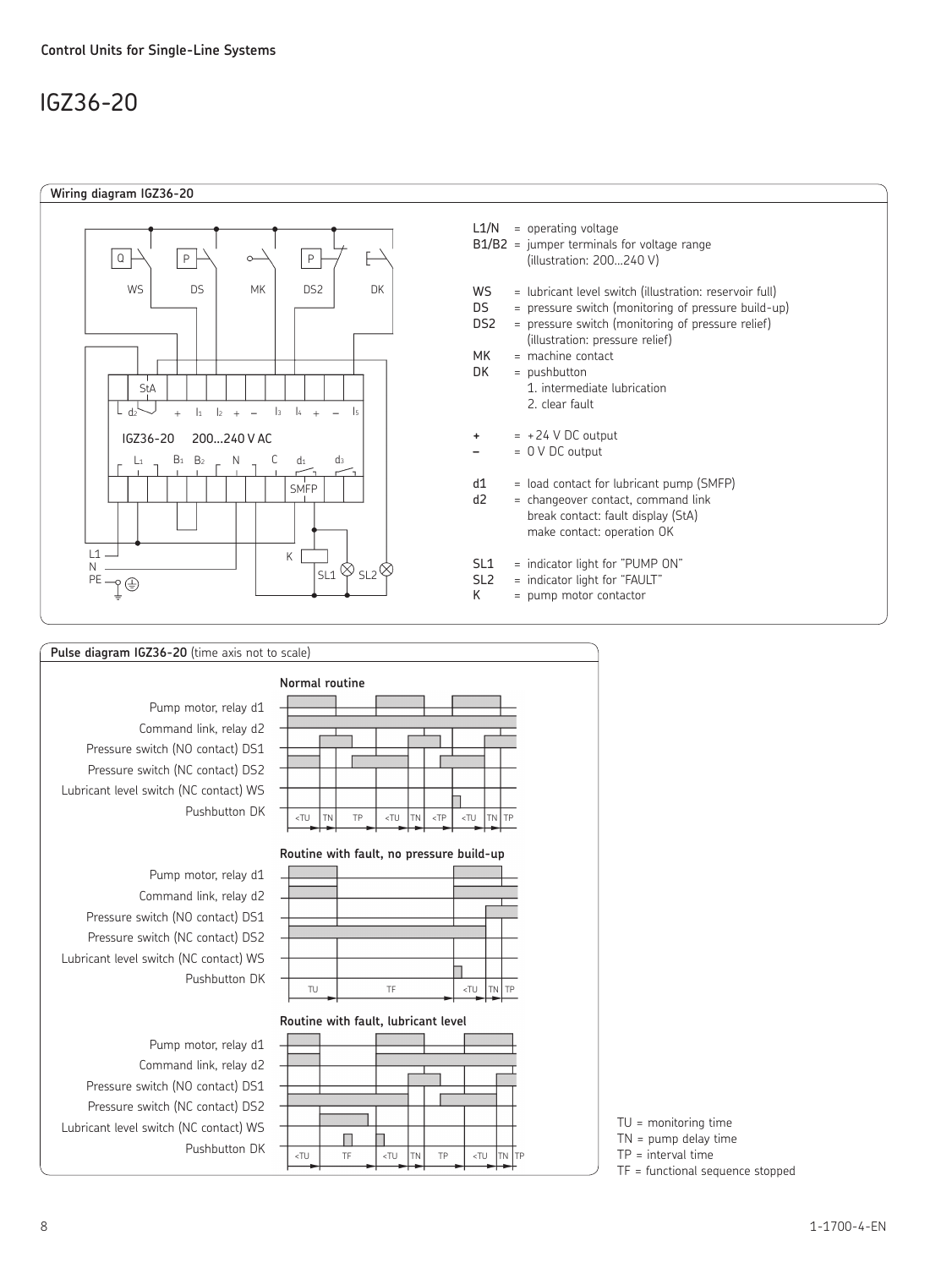Control Units for Single-Line Systems

# IGZ36-20

## Wiring diagram IGZ36-20

L1/N = operating voltage
B1/B2 = jumper terminals for voltage range (illustration: 200...240 V)

WS = lubricant level switch (illustration: reservoir full)
DS = pressure switch (monitoring of pressure build-up)
DS2 = pressure switch (monitoring of pressure relief) (illustration: pressure relief)
MK = machine contact
DK = pushbutton
1. intermediate lubrication
2. clear fault

+ = +24 V DC output
– = 0 V DC output

d1 = load contact for lubricant pump (SMFP)
d2 = changeover contact, command link
break contact: fault display (StA)
make contact: operation OK

SL1 = indicator light for "PUMP ON"
SL2 = indicator light for "FAULT"
K = pump motor contactor

## Pulse diagram IGZ36-20 (time axis not to scale)

TU = monitoring time
TN = pump delay time
TP = interval time
TF = functional sequence stopped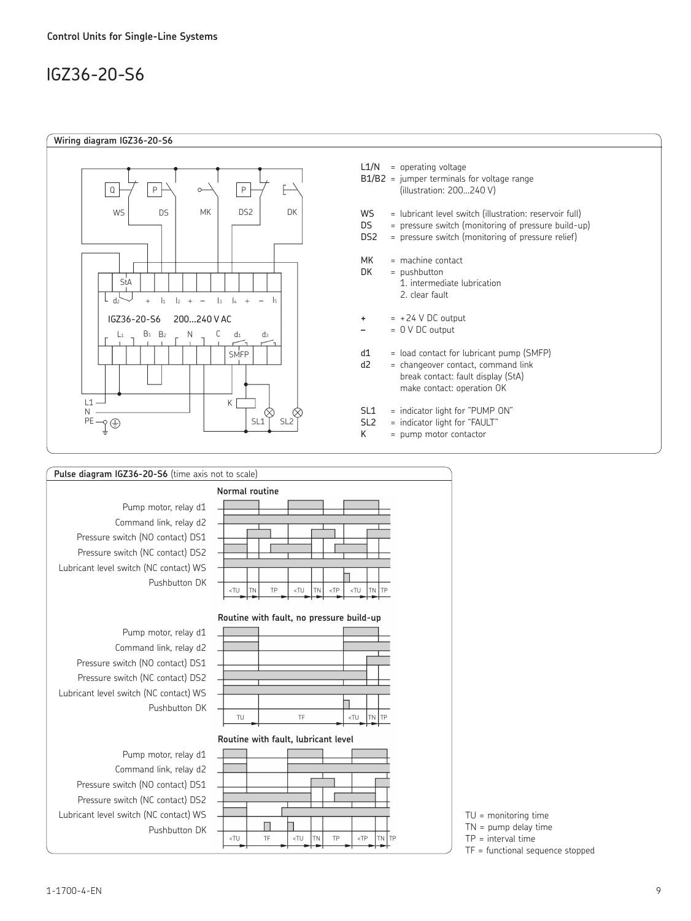Control Units for Single-Line Systems

# IGZ36-20-S6

**Wiring diagram IGZ36-20-S6**

L1/N = operating voltage
B1/B2 = jumper terminals for voltage range (illustration: 200...240 V)

WS = lubricant level switch (illustration: reservoir full)
DS = pressure switch (monitoring of pressure build-up)
DS2 = pressure switch (monitoring of pressure relief)

MK = machine contact
DK = pushbutton
1. intermediate lubrication
2. clear fault

+ = +24 V DC output
– = 0 V DC output

d1 = load contact for lubricant pump (SMFP)
d2 = changeover contact, command link
break contact: fault display (StA)
make contact: operation OK

SL1 = indicator light for "PUMP ON"
SL2 = indicator light for "FAULT"
K = pump motor contactor

**Pulse diagram IGZ36-20-S6** (time axis not to scale)

Normal routine

Routine with fault, no pressure build-up

Routine with fault, lubricant level

TU = monitoring time
TN = pump delay time
TP = interval time
TF = functional sequence stopped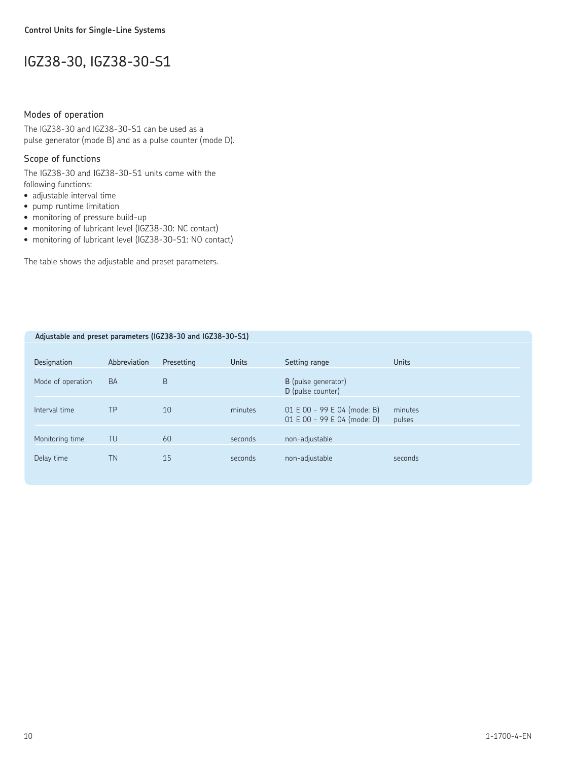**Control Units for Single-Line Systems**

# IGZ38-30, IGZ38-30-S1

## Modes of operation

The IGZ38-30 and IGZ38-30-S1 can be used as a pulse generator (mode B) and as a pulse counter (mode D).

## Scope of functions

The IGZ38-30 and IGZ38-30-S1 units come with the following functions:

- adjustable interval time
- pump runtime limitation
- monitoring of pressure build-up
- monitoring of lubricant level (IGZ38-30: NC contact)
- monitoring of lubricant level (IGZ38-30-S1: NO contact)

The table shows the adjustable and preset parameters.

**Adjustable and preset parameters (IGZ38-30 and IGZ38-30-S1)**

| Designation | Abbreviation | Presetting | Units | Setting range | Units |
|---|---|---|---|---|---|
| Mode of operation | BA | B | | **B** (pulse generator)<br>**D** (pulse counter) | |
| Interval time | TP | 10 | minutes | 01 E 00 - 99 E 04 (mode: B)<br>01 E 00 - 99 E 04 (mode: D) | minutes<br>pulses |
| Monitoring time | TU | 60 | seconds | non-adjustable | |
| Delay time | TN | 15 | seconds | non-adjustable | seconds |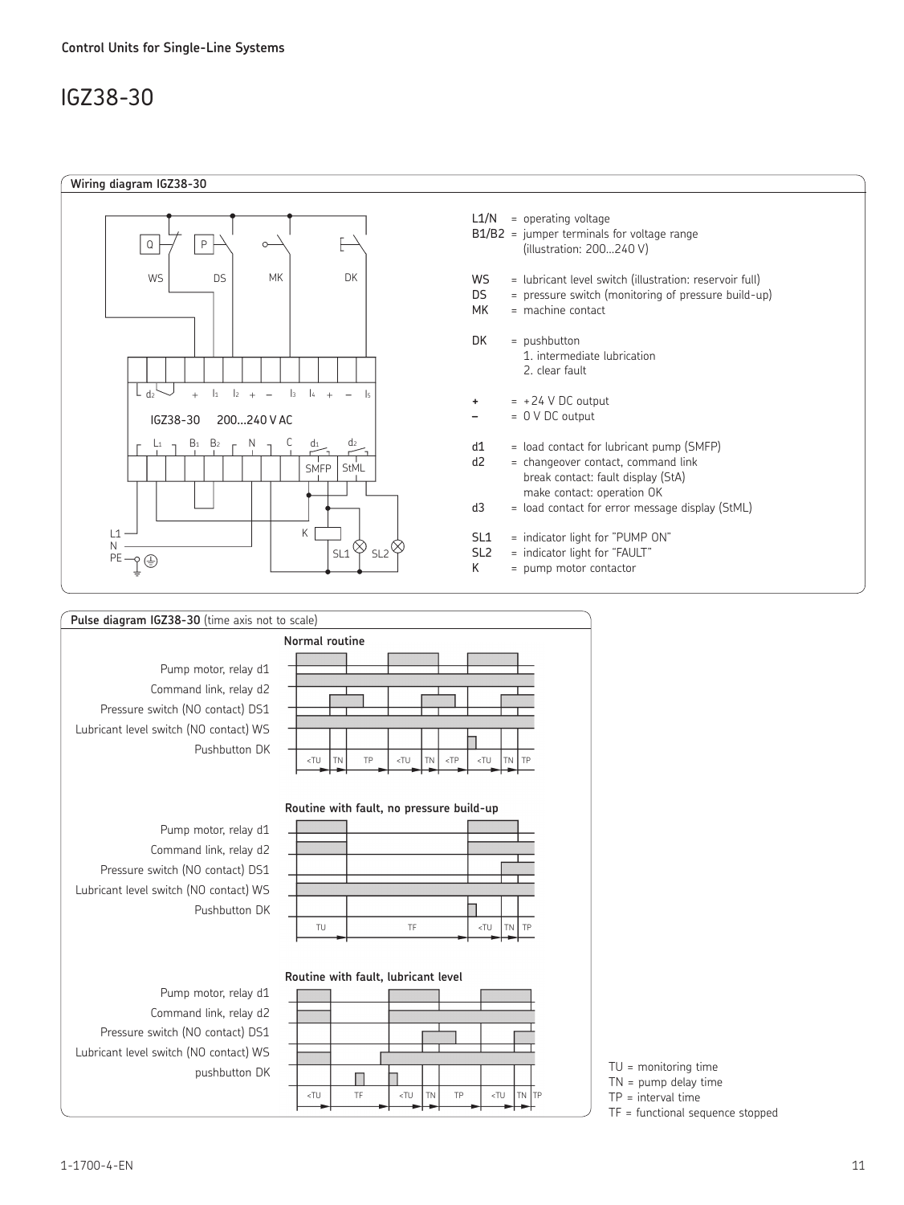**Control Units for Single-Line Systems**

# IGZ38-30

**Wiring diagram IGZ38-30**

L1/N = operating voltage
B1/B2 = jumper terminals for voltage range (illustration: 200...240 V)

WS = lubricant level switch (illustration: reservoir full)
DS = pressure switch (monitoring of pressure build-up)
MK = machine contact

DK = pushbutton
1. intermediate lubrication
2. clear fault

+ = +24 V DC output
– = 0 V DC output

d1 = load contact for lubricant pump (SMFP)
d2 = changeover contact, command link
break contact: fault display (StA)
make contact: operation OK
d3 = load contact for error message display (StML)

SL1 = indicator light for "PUMP ON"
SL2 = indicator light for "FAULT"
K = pump motor contactor

**Pulse diagram IGZ38-30** (time axis not to scale)

**Normal routine**

Pump motor, relay d1
Command link, relay d2
Pressure switch (NO contact) DS1
Lubricant level switch (NO contact) WS
Pushbutton DK

**Routine with fault, no pressure build-up**

Pump motor, relay d1
Command link, relay d2
Pressure switch (NO contact) DS1
Lubricant level switch (NO contact) WS
Pushbutton DK

**Routine with fault, lubricant level**

Pump motor, relay d1
Command link, relay d2
Pressure switch (NO contact) DS1
Lubricant level switch (NO contact) WS
pushbutton DK

TU = monitoring time
TN = pump delay time
TP = interval time
TF = functional sequence stopped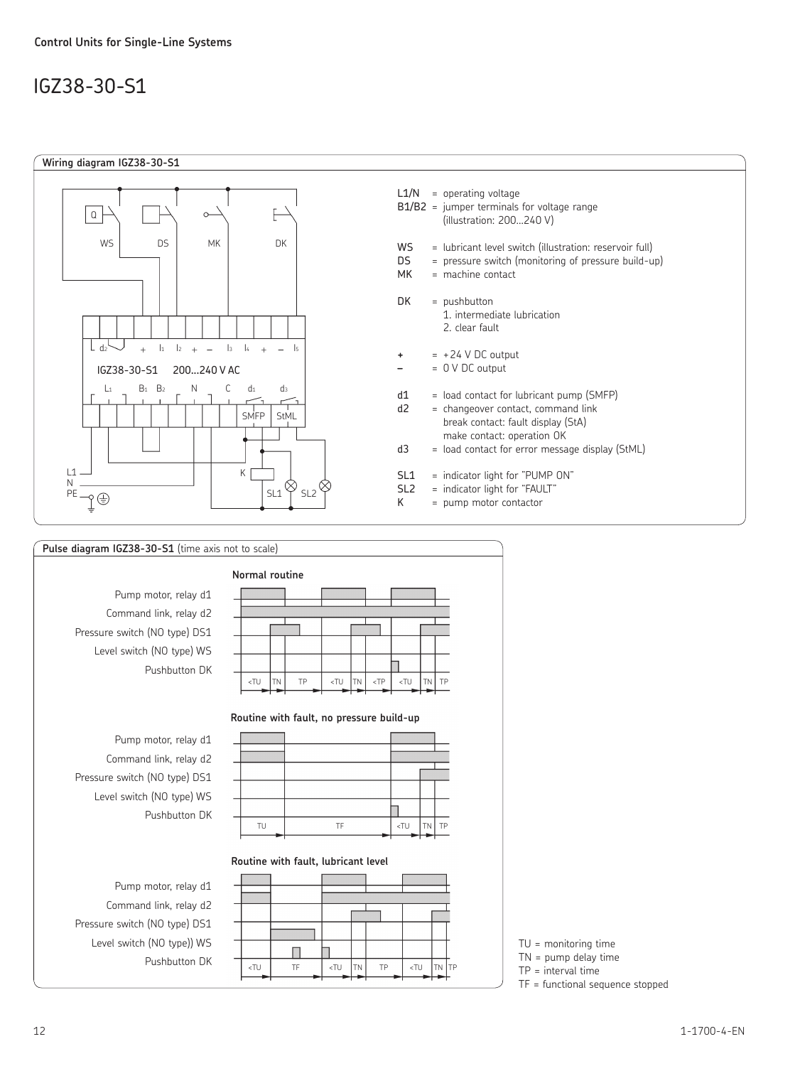Control Units for Single-Line Systems

# IGZ38-30-S1

## Wiring diagram IGZ38-30-S1

L1/N = operating voltage
B1/B2 = jumper terminals for voltage range (illustration: 200...240 V)

WS = lubricant level switch (illustration: reservoir full)
DS = pressure switch (monitoring of pressure build-up)
MK = machine contact

DK = pushbutton
1. intermediate lubrication
2. clear fault

**+** = +24 V DC output
**–** = 0 V DC output

d1 = load contact for lubricant pump (SMFP)
d2 = changeover contact, command link
break contact: fault display (StA)
make contact: operation OK
d3 = load contact for error message display (StML)

SL1 = indicator light for "PUMP ON"
SL2 = indicator light for "FAULT"
K = pump motor contactor

## Pulse diagram IGZ38-30-S1 (time axis not to scale)

**Normal routine**

**Routine with fault, no pressure build-up**

**Routine with fault, lubricant level**

TU = monitoring time
TN = pump delay time
TP = interval time
TF = functional sequence stopped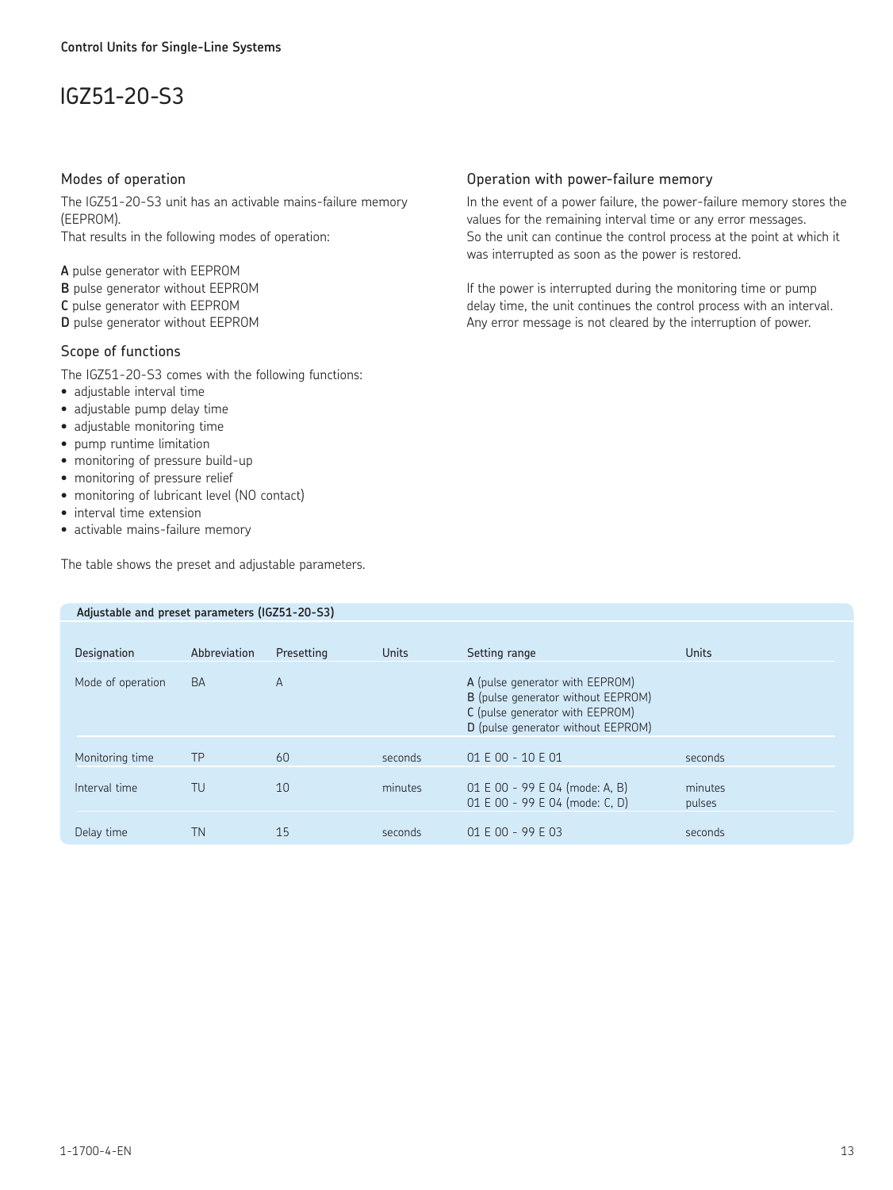Control Units for Single-Line Systems

# IGZ51-20-S3

## Modes of operation

The IGZ51-20-S3 unit has an activable mains-failure memory (EEPROM).
That results in the following modes of operation:

**A** pulse generator with EEPROM
**B** pulse generator without EEPROM
**C** pulse generator with EEPROM
**D** pulse generator without EEPROM

## Scope of functions

The IGZ51-20-S3 comes with the following functions:

- adjustable interval time
- adjustable pump delay time
- adjustable monitoring time
- pump runtime limitation
- monitoring of pressure build-up
- monitoring of pressure relief
- monitoring of lubricant level (NO contact)
- interval time extension
- activable mains-failure memory

The table shows the preset and adjustable parameters.

## Operation with power-failure memory

In the event of a power failure, the power-failure memory stores the values for the remaining interval time or any error messages.
So the unit can continue the control process at the point at which it was interrupted as soon as the power is restored.

If the power is interrupted during the monitoring time or pump delay time, the unit continues the control process with an interval. Any error message is not cleared by the interruption of power.

**Adjustable and preset parameters (IGZ51-20-S3)**

| Designation | Abbreviation | Presetting | Units | Setting range | Units |
|---|---|---|---|---|---|
| Mode of operation | BA | A | | **A** (pulse generator with EEPROM)<br>**B** (pulse generator without EEPROM)<br>**C** (pulse generator with EEPROM)<br>**D** (pulse generator without EEPROM) | |
| Monitoring time | TP | 60 | seconds | 01 E 00 - 10 E 01 | seconds |
| Interval time | TU | 10 | minutes | 01 E 00 - 99 E 04 (mode: A, B)<br>01 E 00 - 99 E 04 (mode: C, D) | minutes<br>pulses |
| Delay time | TN | 15 | seconds | 01 E 00 - 99 E 03 | seconds |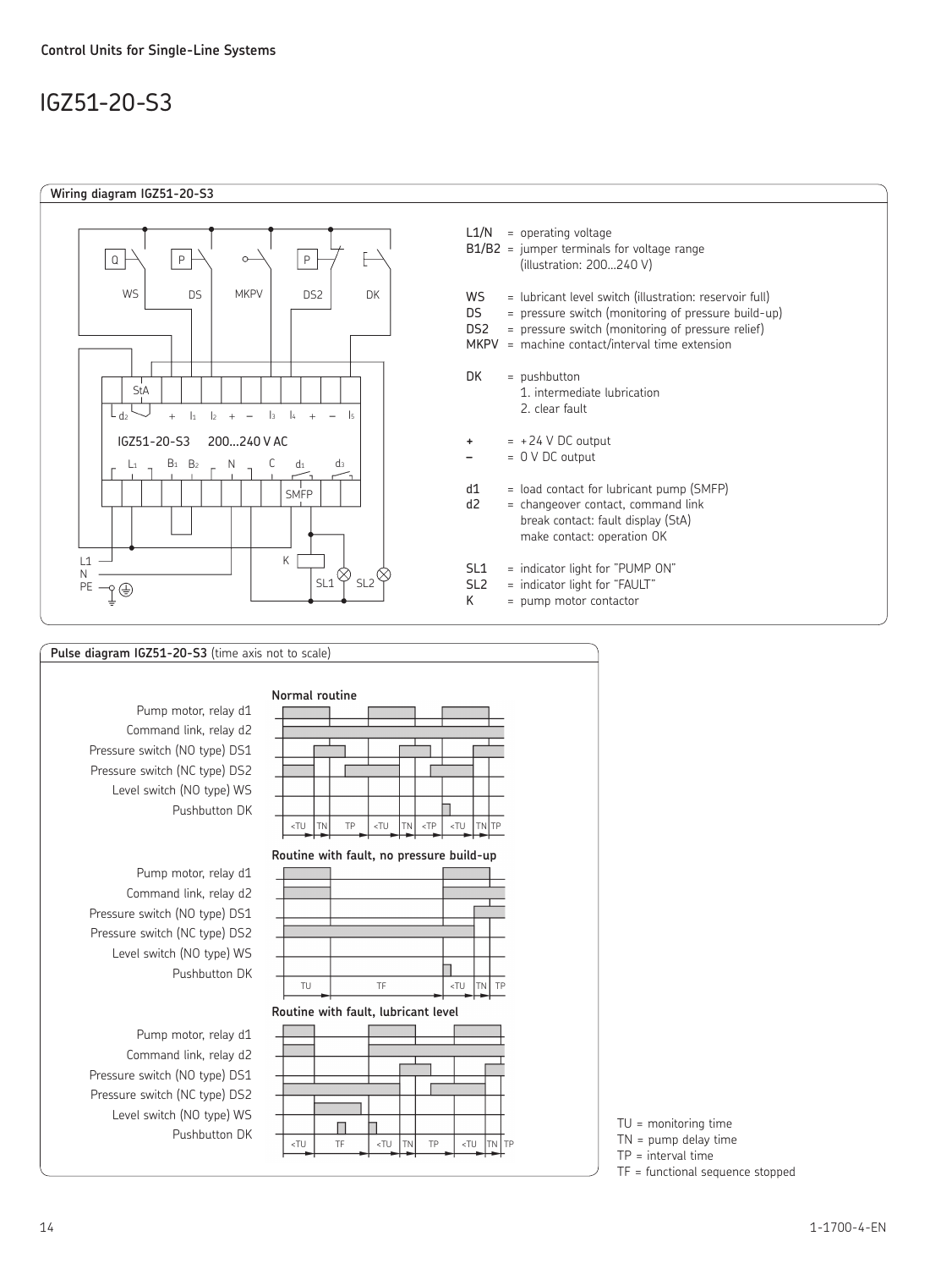**Control Units for Single-Line Systems**

# IGZ51-20-S3

## Wiring diagram IGZ51-20-S3

L1/N = operating voltage
B1/B2 = jumper terminals for voltage range (illustration: 200...240 V)

WS = lubricant level switch (illustration: reservoir full)
DS = pressure switch (monitoring of pressure build-up)
DS2 = pressure switch (monitoring of pressure relief)
MKPV = machine contact/interval time extension

DK = pushbutton
1. intermediate lubrication
2. clear fault

\+ = +24 V DC output
– = 0 V DC output

d1 = load contact for lubricant pump (SMFP)
d2 = changeover contact, command link
break contact: fault display (StA)
make contact: operation OK

SL1 = indicator light for "PUMP ON"
SL2 = indicator light for "FAULT"
K = pump motor contactor

## Pulse diagram IGZ51-20-S3 (time axis not to scale)

**Normal routine**

**Routine with fault, no pressure build-up**

**Routine with fault, lubricant level**

TU = monitoring time
TN = pump delay time
TP = interval time
TF = functional sequence stopped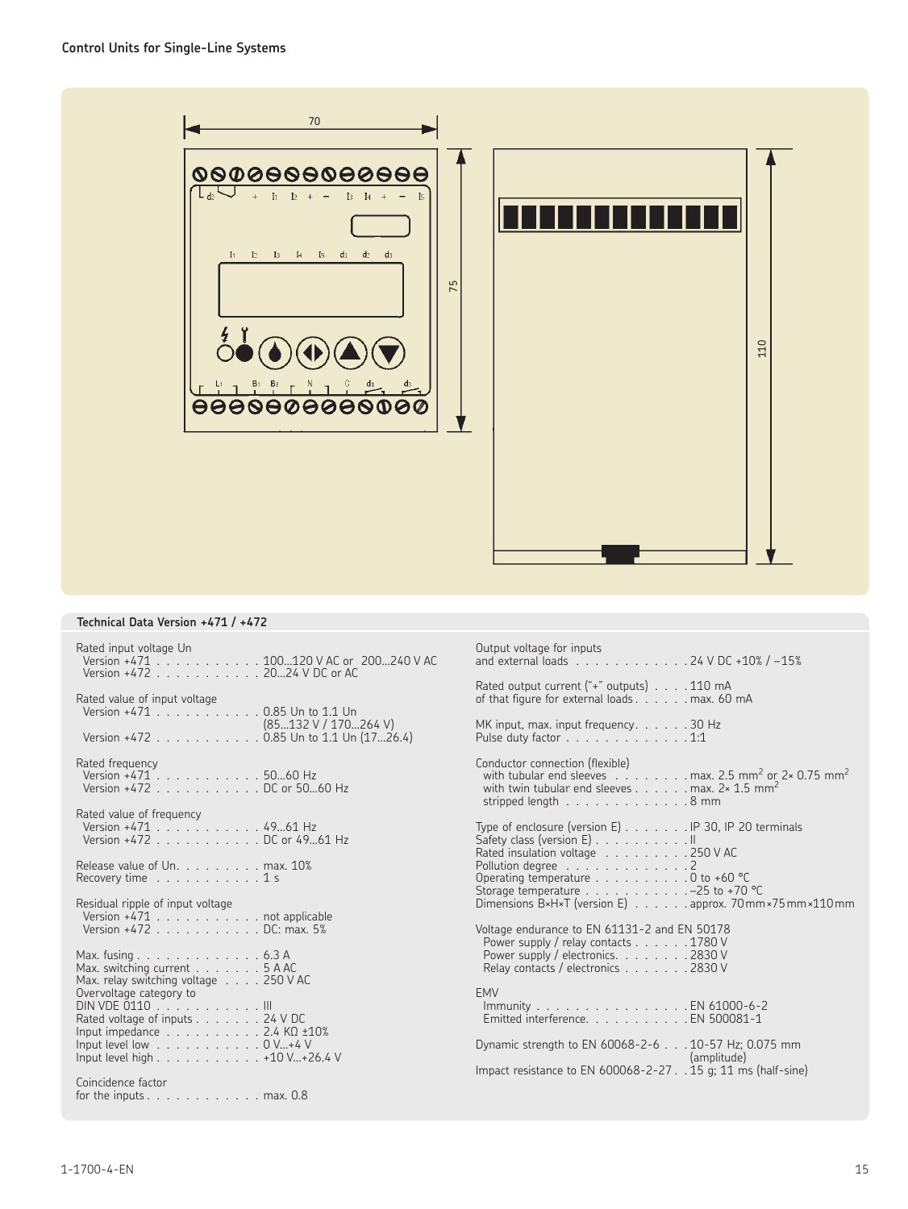## Control Units for Single-Line Systems

### Technical Data Version +471 / +472

| Parameter | Value |
|---|---|
| Rated input voltage Un | |
| Version +471 | 100...120 V AC or 200...240 V AC |
| Version +472 | 20...24 V DC or AC |
| Rated value of input voltage | |
| Version +471 | 0.85 Un to 1.1 Un (85...132 V / 170...264 V) |
| Version +472 | 0.85 Un to 1.1 Un (17...26.4) |
| Rated frequency | |
| Version +471 | 50...60 Hz |
| Version +472 | DC or 50...60 Hz |
| Rated value of frequency | |
| Version +471 | 49...61 Hz |
| Version +472 | DC or 49...61 Hz |
| Release value of Un | max. 10% |
| Recovery time | 1 s |
| Residual ripple of input voltage | |
| Version +471 | not applicable |
| Version +472 | DC: max. 5% |
| Max. fusing | 6.3 A |
| Max. switching current | 5 A AC |
| Max. relay switching voltage | 250 V AC |
| Overvoltage category to DIN VDE 0110 | III |
| Rated voltage of inputs | 24 V DC |
| Input impedance | 2.4 KΩ ±10% |
| Input level low | 0 V...+4 V |
| Input level high | +10 V...+26.4 V |
| Coincidence factor for the inputs | max. 0.8 |
| Output voltage for inputs and external loads | 24 V DC +10% / –15% |
| Rated output current ("+" outputs) | 110 mA |
| of that figure for external loads | max. 60 mA |
| MK input, max. input frequency | 30 Hz |
| Pulse duty factor | 1:1 |
| Conductor connection (flexible) | |
| with tubular end sleeves | max. 2.5 mm² or 2× 0.75 mm² |
| with twin tubular end sleeves | max. 2× 1.5 mm² |
| stripped length | 8 mm |
| Type of enclosure (version E) | IP 30, IP 20 terminals |
| Safety class (version E) | II |
| Rated insulation voltage | 250 V AC |
| Pollution degree | 2 |
| Operating temperature | 0 to +60 °C |
| Storage temperature | –25 to +70 °C |
| Dimensions B×H×T (version E) | approx. 70 mm×75 mm×110 mm |
| Voltage endurance to EN 61131-2 and EN 50178 | |
| Power supply / relay contacts | 1780 V |
| Power supply / electronics | 2830 V |
| Relay contacts / electronics | 2830 V |
| EMV | |
| Immunity | EN 61000-6-2 |
| Emitted interference | EN 500081-1 |
| Dynamic strength to EN 60068-2-6 | 10-57 Hz; 0.075 mm (amplitude) |
| Impact resistance to EN 600068-2-27 | 15 g; 11 ms (half-sine) |

1-1700-4-EN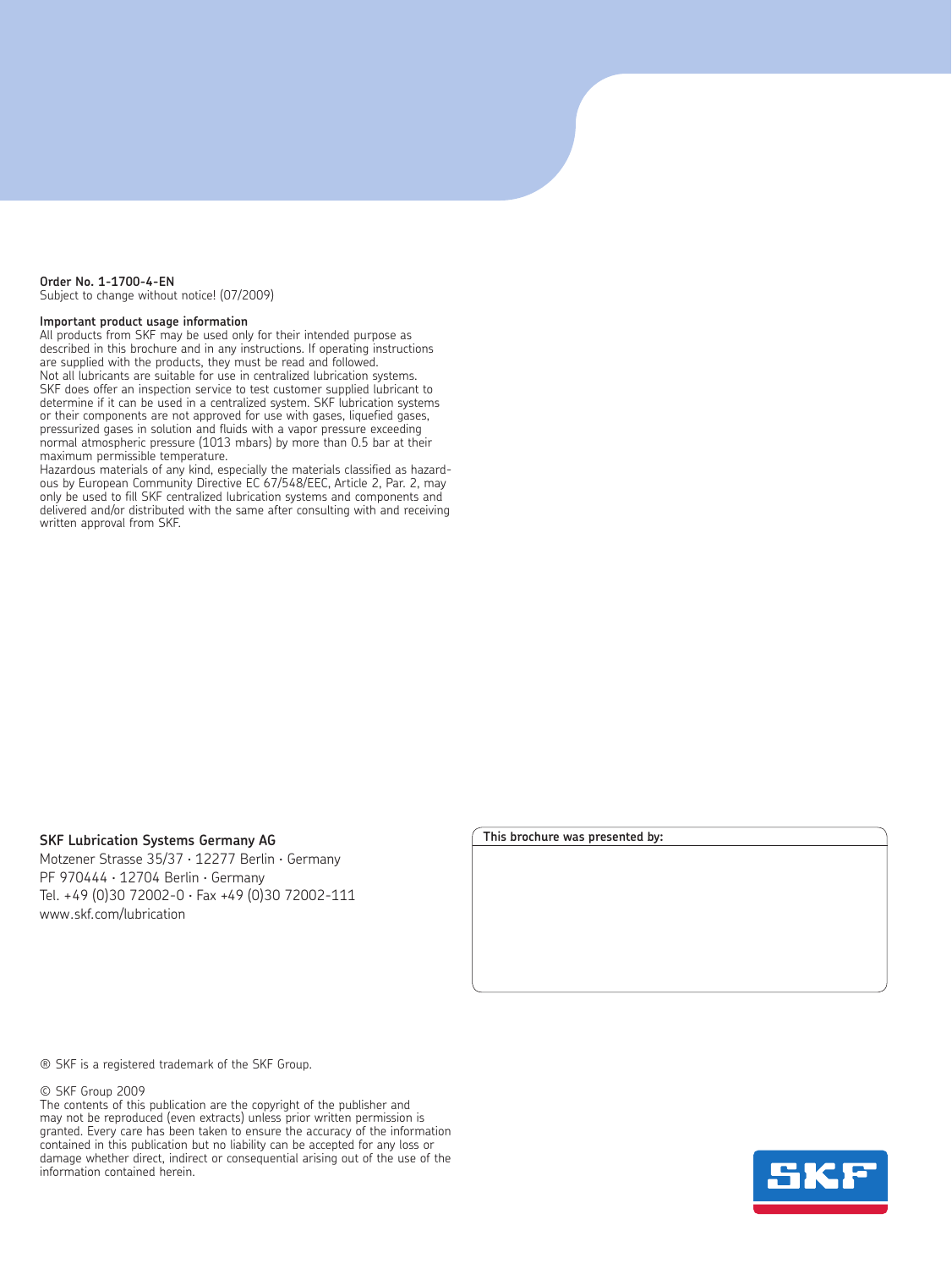**Order No. 1-1700-4-EN**
Subject to change without notice! (07/2009)

**Important product usage information**
All products from SKF may be used only for their intended purpose as described in this brochure and in any instructions. If operating instructions are supplied with the products, they must be read and followed.
Not all lubricants are suitable for use in centralized lubrication systems. SKF does offer an inspection service to test customer supplied lubricant to determine if it can be used in a centralized system. SKF lubrication systems or their components are not approved for use with gases, liquefied gases, pressurized gases in solution and fluids with a vapor pressure exceeding normal atmospheric pressure (1013 mbars) by more than 0.5 bar at their maximum permissible temperature.
Hazardous materials of any kind, especially the materials classified as hazardous by European Community Directive EC 67/548/EEC, Article 2, Par. 2, may only be used to fill SKF centralized lubrication systems and components and delivered and/or distributed with the same after consulting with and receiving written approval from SKF.

**SKF Lubrication Systems Germany AG**
Motzener Strasse 35/37 · 12277 Berlin · Germany
PF 970444 · 12704 Berlin · Germany
Tel. +49 (0)30 72002-0 · Fax +49 (0)30 72002-111
www.skf.com/lubrication

**This brochure was presented by:**

® SKF is a registered trademark of the SKF Group.

© SKF Group 2009
The contents of this publication are the copyright of the publisher and may not be reproduced (even extracts) unless prior written permission is granted. Every care has been taken to ensure the accuracy of the information contained in this publication but no liability can be accepted for any loss or damage whether direct, indirect or consequential arising out of the use of the information contained herein.

SKF